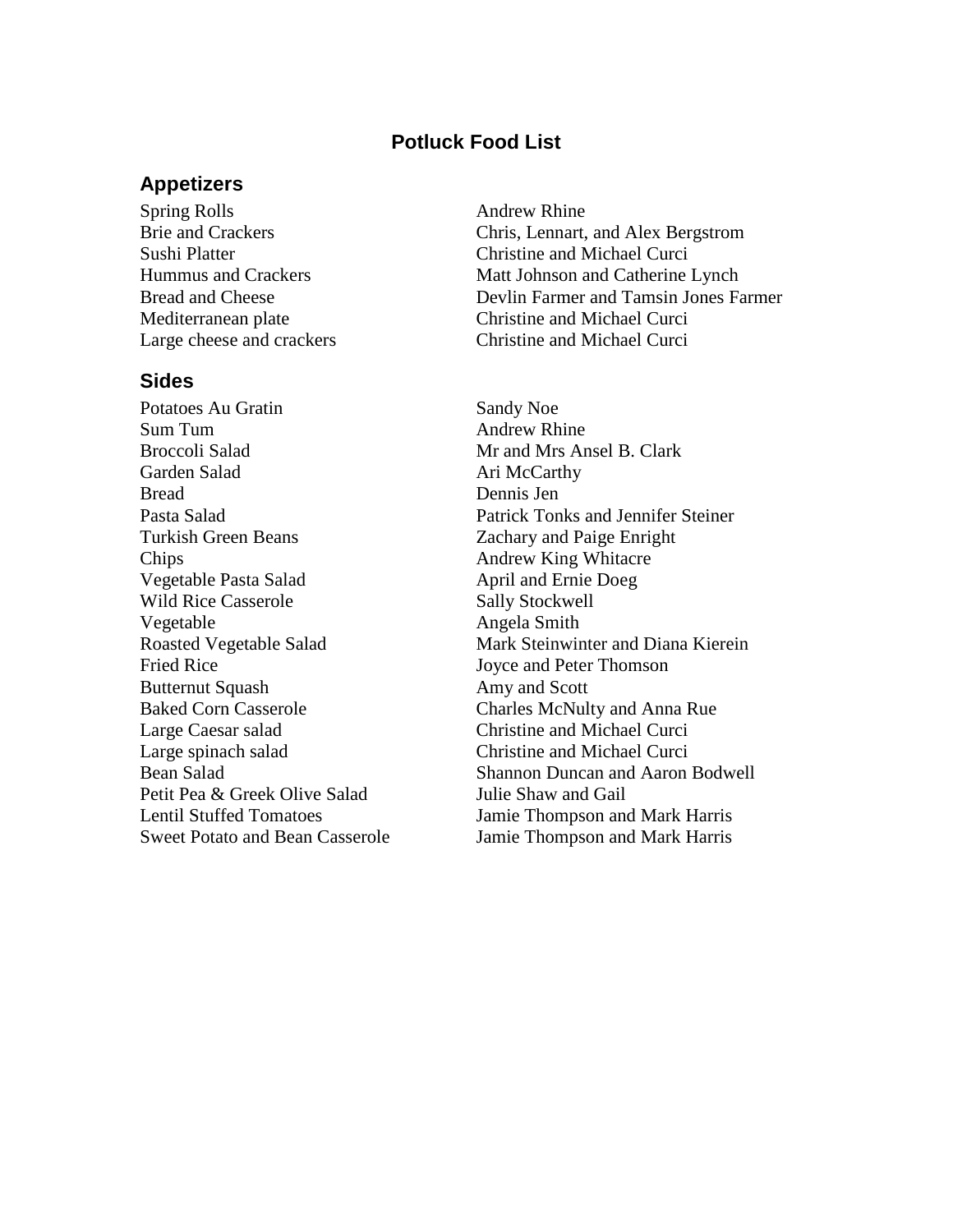# Potluck Food List

## Appetizers

| | |
|---|---|
| Spring Rolls | Andrew Rhine |
| Brie and Crackers | Chris, Lennart, and Alex Bergstrom |
| Sushi Platter | Christine and Michael Curci |
| Hummus and Crackers | Matt Johnson and Catherine Lynch |
| Bread and Cheese | Devlin Farmer and Tamsin Jones Farmer |
| Mediterranean plate | Christine and Michael Curci |
| Large cheese and crackers | Christine and Michael Curci |

## Sides

| | |
|---|---|
| Potatoes Au Gratin | Sandy Noe |
| Sum Tum | Andrew Rhine |
| Broccoli Salad | Mr and Mrs Ansel B. Clark |
| Garden Salad | Ari McCarthy |
| Bread | Dennis Jen |
| Pasta Salad | Patrick Tonks and Jennifer Steiner |
| Turkish Green Beans | Zachary and Paige Enright |
| Chips | Andrew King Whitacre |
| Vegetable Pasta Salad | April and Ernie Doeg |
| Wild Rice Casserole | Sally Stockwell |
| Vegetable | Angela Smith |
| Roasted Vegetable Salad | Mark Steinwinter and Diana Kierein |
| Fried Rice | Joyce and Peter Thomson |
| Butternut Squash | Amy and Scott |
| Baked Corn Casserole | Charles McNulty and Anna Rue |
| Large Caesar salad | Christine and Michael Curci |
| Large spinach salad | Christine and Michael Curci |
| Bean Salad | Shannon Duncan and Aaron Bodwell |
| Petit Pea & Greek Olive Salad | Julie Shaw and Gail |
| Lentil Stuffed Tomatoes | Jamie Thompson and Mark Harris |
| Sweet Potato and Bean Casserole | Jamie Thompson and Mark Harris |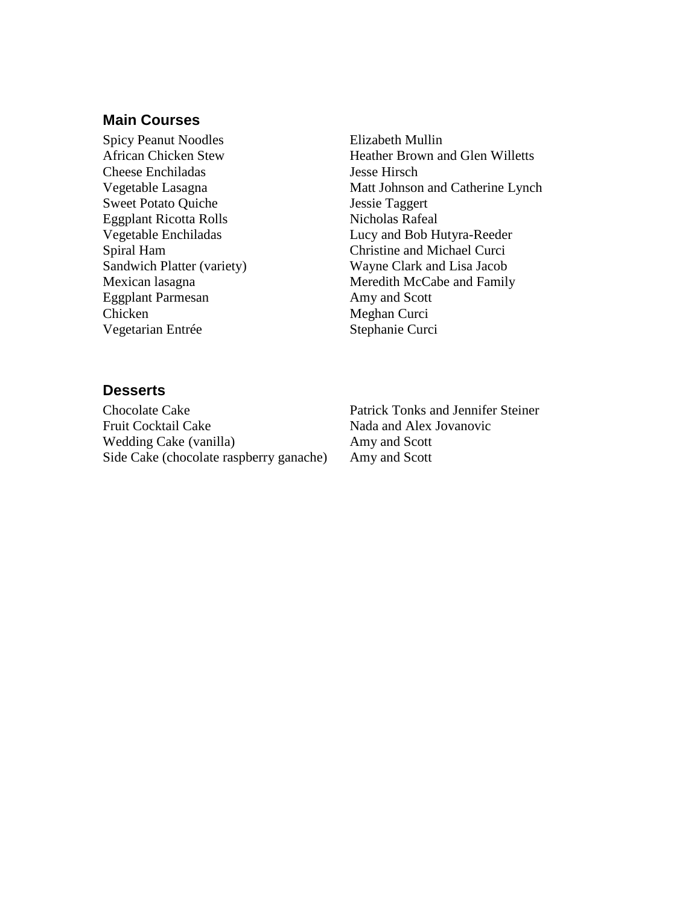## Main Courses

| | |
|---|---|
| Spicy Peanut Noodles | Elizabeth Mullin |
| African Chicken Stew | Heather Brown and Glen Willetts |
| Cheese Enchiladas | Jesse Hirsch |
| Vegetable Lasagna | Matt Johnson and Catherine Lynch |
| Sweet Potato Quiche | Jessie Taggert |
| Eggplant Ricotta Rolls | Nicholas Rafeal |
| Vegetable Enchiladas | Lucy and Bob Hutyra-Reeder |
| Spiral Ham | Christine and Michael Curci |
| Sandwich Platter (variety) | Wayne Clark and Lisa Jacob |
| Mexican lasagna | Meredith McCabe and Family |
| Eggplant Parmesan | Amy and Scott |
| Chicken | Meghan Curci |
| Vegetarian Entrée | Stephanie Curci |

## Desserts

| | |
|---|---|
| Chocolate Cake | Patrick Tonks and Jennifer Steiner |
| Fruit Cocktail Cake | Nada and Alex Jovanovic |
| Wedding Cake (vanilla) | Amy and Scott |
| Side Cake (chocolate raspberry ganache) | Amy and Scott |